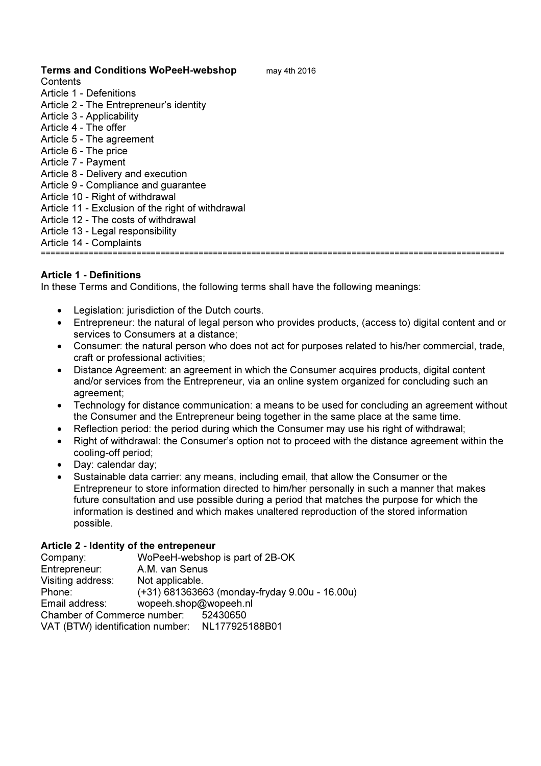**Terms and Conditions WoPeeH-webshop** may 4th 2016

Contents

Article 1 - Defenitions
Article 2 - The Entrepreneur's identity
Article 3 - Applicability
Article 4 - The offer
Article 5 - The agreement
Article 6 - The price
Article 7 - Payment
Article 8 - Delivery and execution
Article 9 - Compliance and guarantee
Article 10 - Right of withdrawal
Article 11 - Exclusion of the right of withdrawal
Article 12 - The costs of withdrawal
Article 13 - Legal responsibility
Article 14 - Complaints

===================================================================================================

### Article 1 - Definitions

In these Terms and Conditions, the following terms shall have the following meanings:

- Legislation: jurisdiction of the Dutch courts.
- Entrepreneur: the natural of legal person who provides products, (access to) digital content and or services to Consumers at a distance;
- Consumer: the natural person who does not act for purposes related to his/her commercial, trade, craft or professional activities;
- Distance Agreement: an agreement in which the Consumer acquires products, digital content and/or services from the Entrepreneur, via an online system organized for concluding such an agreement;
- Technology for distance communication: a means to be used for concluding an agreement without the Consumer and the Entrepreneur being together in the same place at the same time.
- Reflection period: the period during which the Consumer may use his right of withdrawal;
- Right of withdrawal: the Consumer's option not to proceed with the distance agreement within the cooling-off period;
- Day: calendar day;
- Sustainable data carrier: any means, including email, that allow the Consumer or the Entrepreneur to store information directed to him/her personally in such a manner that makes future consultation and use possible during a period that matches the purpose for which the information is destined and which makes unaltered reproduction of the stored information possible.

### Article 2 - Identity of the entrepeneur

Company: WoPeeH-webshop is part of 2B-OK
Entrepreneur: A.M. van Senus
Visiting address: Not applicable.
Phone: (+31) 681363663 (monday-fryday 9.00u - 16.00u)
Email address: wopeeh.shop@wopeeh.nl
Chamber of Commerce number: 52430650
VAT (BTW) identification number: NL177925188B01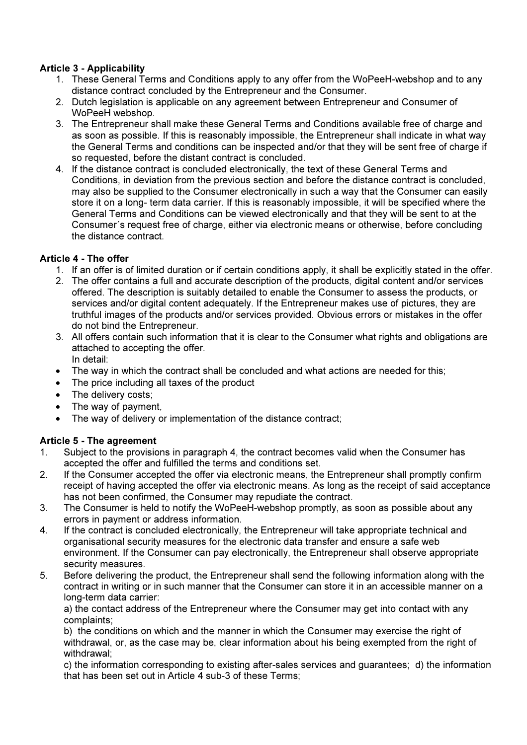**Article 3 - Applicability**

1. These General Terms and Conditions apply to any offer from the WoPeeH-webshop and to any distance contract concluded by the Entrepreneur and the Consumer.
2. Dutch legislation is applicable on any agreement between Entrepreneur and Consumer of WoPeeH webshop.
3. The Entrepreneur shall make these General Terms and Conditions available free of charge and as soon as possible. If this is reasonably impossible, the Entrepreneur shall indicate in what way the General Terms and conditions can be inspected and/or that they will be sent free of charge if so requested, before the distant contract is concluded.
4. If the distance contract is concluded electronically, the text of these General Terms and Conditions, in deviation from the previous section and before the distance contract is concluded, may also be supplied to the Consumer electronically in such a way that the Consumer can easily store it on a long- term data carrier. If this is reasonably impossible, it will be specified where the General Terms and Conditions can be viewed electronically and that they will be sent to at the Consumer´s request free of charge, either via electronic means or otherwise, before concluding the distance contract.

**Article 4 - The offer**

1. If an offer is of limited duration or if certain conditions apply, it shall be explicitly stated in the offer.
2. The offer contains a full and accurate description of the products, digital content and/or services offered. The description is suitably detailed to enable the Consumer to assess the products, or services and/or digital content adequately. If the Entrepreneur makes use of pictures, they are truthful images of the products and/or services provided. Obvious errors or mistakes in the offer do not bind the Entrepreneur.
3. All offers contain such information that it is clear to the Consumer what rights and obligations are attached to accepting the offer.
   In detail:

- The way in which the contract shall be concluded and what actions are needed for this;
- The price including all taxes of the product
- The delivery costs;
- The way of payment,
- The way of delivery or implementation of the distance contract;

**Article 5 - The agreement**

1. Subject to the provisions in paragraph 4, the contract becomes valid when the Consumer has accepted the offer and fulfilled the terms and conditions set.
2. If the Consumer accepted the offer via electronic means, the Entrepreneur shall promptly confirm receipt of having accepted the offer via electronic means. As long as the receipt of said acceptance has not been confirmed, the Consumer may repudiate the contract.
3. The Consumer is held to notify the WoPeeH-webshop promptly, as soon as possible about any errors in payment or address information.
4. If the contract is concluded electronically, the Entrepreneur will take appropriate technical and organisational security measures for the electronic data transfer and ensure a safe web environment. If the Consumer can pay electronically, the Entrepreneur shall observe appropriate security measures.
5. Before delivering the product, the Entrepreneur shall send the following information along with the contract in writing or in such manner that the Consumer can store it in an accessible manner on a long-term data carrier:

   a) the contact address of the Entrepreneur where the Consumer may get into contact with any complaints;

   b) the conditions on which and the manner in which the Consumer may exercise the right of withdrawal, or, as the case may be, clear information about his being exempted from the right of withdrawal;

   c) the information corresponding to existing after-sales services and guarantees; d) the information that has been set out in Article 4 sub-3 of these Terms;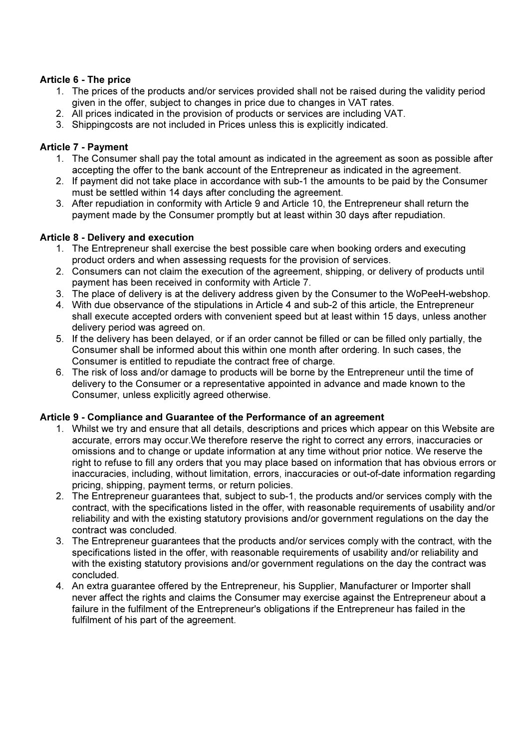**Article 6 - The price**

1. The prices of the products and/or services provided shall not be raised during the validity period given in the offer, subject to changes in price due to changes in VAT rates.
2. All prices indicated in the provision of products or services are including VAT.
3. Shippingcosts are not included in Prices unless this is explicitly indicated.

**Article 7 - Payment**

1. The Consumer shall pay the total amount as indicated in the agreement as soon as possible after accepting the offer to the bank account of the Entrepreneur as indicated in the agreement.
2. If payment did not take place in accordance with sub-1 the amounts to be paid by the Consumer must be settled within 14 days after concluding the agreement.
3. After repudiation in conformity with Article 9 and Article 10, the Entrepreneur shall return the payment made by the Consumer promptly but at least within 30 days after repudiation.

**Article 8 - Delivery and execution**

1. The Entrepreneur shall exercise the best possible care when booking orders and executing product orders and when assessing requests for the provision of services.
2. Consumers can not claim the execution of the agreement, shipping, or delivery of products until payment has been received in conformity with Article 7.
3. The place of delivery is at the delivery address given by the Consumer to the WoPeeH-webshop.
4. With due observance of the stipulations in Article 4 and sub-2 of this article, the Entrepreneur shall execute accepted orders with convenient speed but at least within 15 days, unless another delivery period was agreed on.
5. If the delivery has been delayed, or if an order cannot be filled or can be filled only partially, the Consumer shall be informed about this within one month after ordering. In such cases, the Consumer is entitled to repudiate the contract free of charge.
6. The risk of loss and/or damage to products will be borne by the Entrepreneur until the time of delivery to the Consumer or a representative appointed in advance and made known to the Consumer, unless explicitly agreed otherwise.

**Article 9 - Compliance and Guarantee of the Performance of an agreement**

1. Whilst we try and ensure that all details, descriptions and prices which appear on this Website are accurate, errors may occur.We therefore reserve the right to correct any errors, inaccuracies or omissions and to change or update information at any time without prior notice. We reserve the right to refuse to fill any orders that you may place based on information that has obvious errors or inaccuracies, including, without limitation, errors, inaccuracies or out-of-date information regarding pricing, shipping, payment terms, or return policies.
2. The Entrepreneur guarantees that, subject to sub-1, the products and/or services comply with the contract, with the specifications listed in the offer, with reasonable requirements of usability and/or reliability and with the existing statutory provisions and/or government regulations on the day the contract was concluded.
3. The Entrepreneur guarantees that the products and/or services comply with the contract, with the specifications listed in the offer, with reasonable requirements of usability and/or reliability and with the existing statutory provisions and/or government regulations on the day the contract was concluded.
4. An extra guarantee offered by the Entrepreneur, his Supplier, Manufacturer or Importer shall never affect the rights and claims the Consumer may exercise against the Entrepreneur about a failure in the fulfilment of the Entrepreneur's obligations if the Entrepreneur has failed in the fulfilment of his part of the agreement.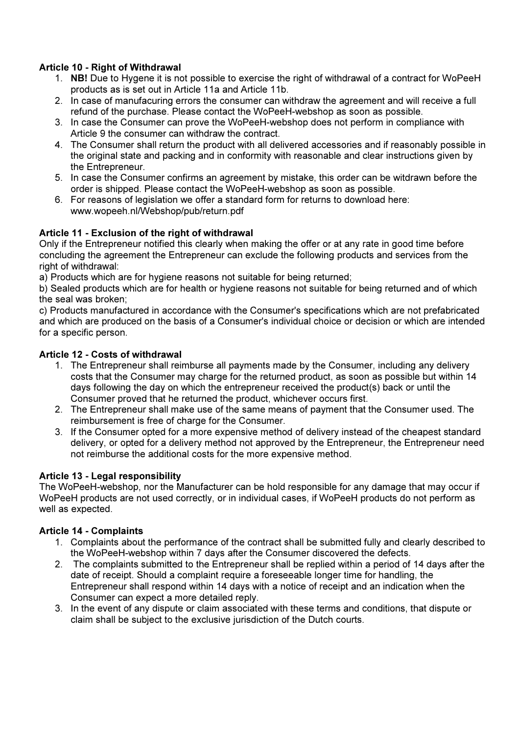**Article 10 - Right of Withdrawal**

1. **NB!** Due to Hygene it is not possible to exercise the right of withdrawal of a contract for WoPeeH products as is set out in Article 11a and Article 11b.
2. In case of manufacuring errors the consumer can withdraw the agreement and will receive a full refund of the purchase. Please contact the WoPeeH-webshop as soon as possible.
3. In case the Consumer can prove the WoPeeH-webshop does not perform in compliance with Article 9 the consumer can withdraw the contract.
4. The Consumer shall return the product with all delivered accessories and if reasonably possible in the original state and packing and in conformity with reasonable and clear instructions given by the Entrepreneur.
5. In case the Consumer confirms an agreement by mistake, this order can be witdrawn before the order is shipped. Please contact the WoPeeH-webshop as soon as possible.
6. For reasons of legislation we offer a standard form for returns to download here: www.wopeeh.nl/Webshop/pub/return.pdf

**Article 11 - Exclusion of the right of withdrawal**

Only if the Entrepreneur notified this clearly when making the offer or at any rate in good time before concluding the agreement the Entrepreneur can exclude the following products and services from the right of withdrawal:

a) Products which are for hygiene reasons not suitable for being returned;

b) Sealed products which are for health or hygiene reasons not suitable for being returned and of which the seal was broken;

c) Products manufactured in accordance with the Consumer's specifications which are not prefabricated and which are produced on the basis of a Consumer's individual choice or decision or which are intended for a specific person.

**Article 12 - Costs of withdrawal**

1. The Entrepreneur shall reimburse all payments made by the Consumer, including any delivery costs that the Consumer may charge for the returned product, as soon as possible but within 14 days following the day on which the entrepreneur received the product(s) back or until the Consumer proved that he returned the product, whichever occurs first.
2. The Entrepreneur shall make use of the same means of payment that the Consumer used. The reimbursement is free of charge for the Consumer.
3. If the Consumer opted for a more expensive method of delivery instead of the cheapest standard delivery, or opted for a delivery method not approved by the Entrepreneur, the Entrepreneur need not reimburse the additional costs for the more expensive method.

**Article 13 - Legal responsibility**

The WoPeeH-webshop, nor the Manufacturer can be hold responsible for any damage that may occur if WoPeeH products are not used correctly, or in individual cases, if WoPeeH products do not perform as well as expected.

**Article 14 - Complaints**

1. Complaints about the performance of the contract shall be submitted fully and clearly described to the WoPeeH-webshop within 7 days after the Consumer discovered the defects.
2. The complaints submitted to the Entrepreneur shall be replied within a period of 14 days after the date of receipt. Should a complaint require a foreseeable longer time for handling, the Entrepreneur shall respond within 14 days with a notice of receipt and an indication when the Consumer can expect a more detailed reply.
3. In the event of any dispute or claim associated with these terms and conditions, that dispute or claim shall be subject to the exclusive jurisdiction of the Dutch courts.